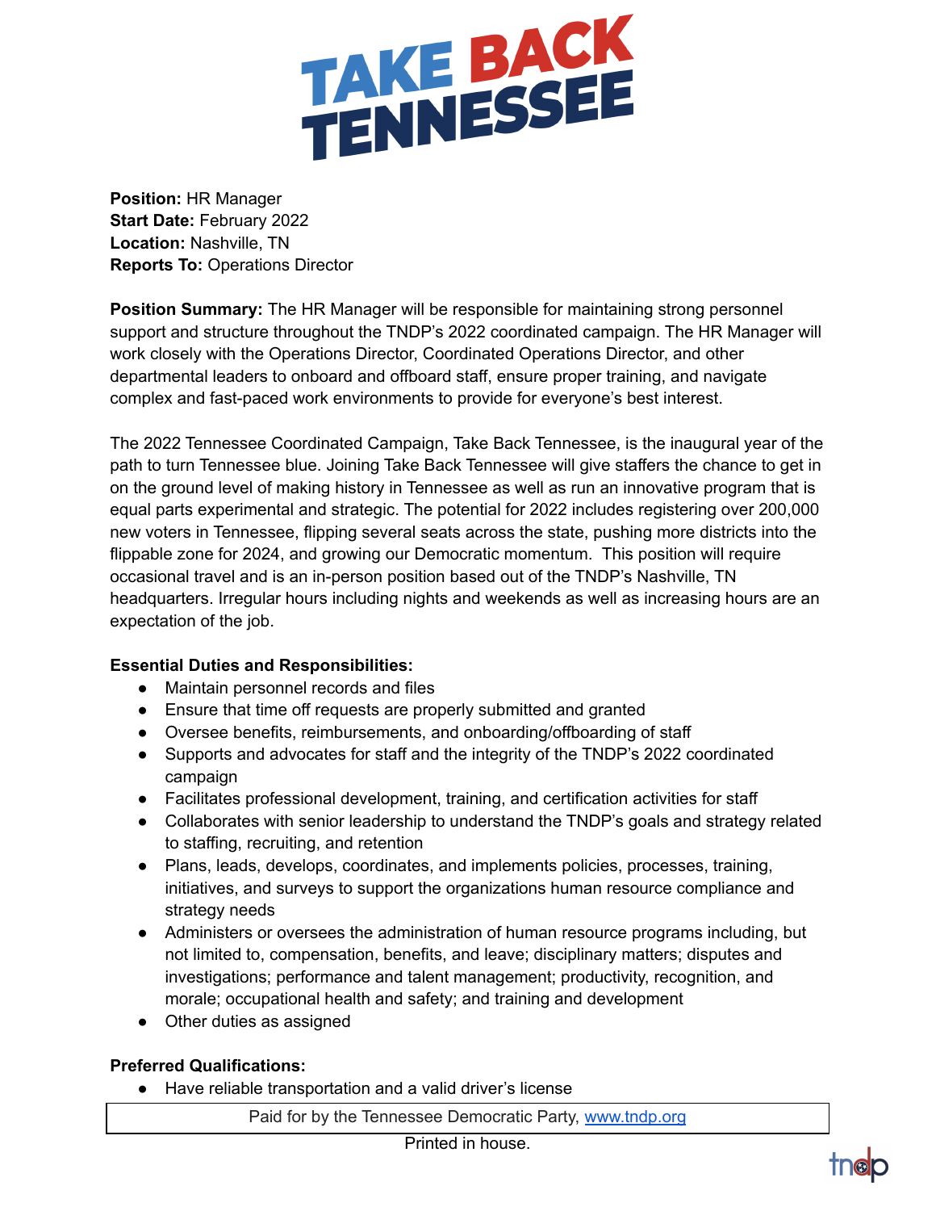# TAKE BACK TENNESSEE

**Position:** HR Manager
**Start Date:** February 2022
**Location:** Nashville, TN
**Reports To:** Operations Director

**Position Summary:** The HR Manager will be responsible for maintaining strong personnel support and structure throughout the TNDP's 2022 coordinated campaign. The HR Manager will work closely with the Operations Director, Coordinated Operations Director, and other departmental leaders to onboard and offboard staff, ensure proper training, and navigate complex and fast-paced work environments to provide for everyone's best interest.

The 2022 Tennessee Coordinated Campaign, Take Back Tennessee, is the inaugural year of the path to turn Tennessee blue. Joining Take Back Tennessee will give staffers the chance to get in on the ground level of making history in Tennessee as well as run an innovative program that is equal parts experimental and strategic. The potential for 2022 includes registering over 200,000 new voters in Tennessee, flipping several seats across the state, pushing more districts into the flippable zone for 2024, and growing our Democratic momentum. This position will require occasional travel and is an in-person position based out of the TNDP's Nashville, TN headquarters. Irregular hours including nights and weekends as well as increasing hours are an expectation of the job.

**Essential Duties and Responsibilities:**

- Maintain personnel records and files
- Ensure that time off requests are properly submitted and granted
- Oversee benefits, reimbursements, and onboarding/offboarding of staff
- Supports and advocates for staff and the integrity of the TNDP's 2022 coordinated campaign
- Facilitates professional development, training, and certification activities for staff
- Collaborates with senior leadership to understand the TNDP's goals and strategy related to staffing, recruiting, and retention
- Plans, leads, develops, coordinates, and implements policies, processes, training, initiatives, and surveys to support the organizations human resource compliance and strategy needs
- Administers or oversees the administration of human resource programs including, but not limited to, compensation, benefits, and leave; disciplinary matters; disputes and investigations; performance and talent management; productivity, recognition, and morale; occupational health and safety; and training and development
- Other duties as assigned

**Preferred Qualifications:**

- Have reliable transportation and a valid driver's license

Paid for by the Tennessee Democratic Party, www.tndp.org

Printed in house.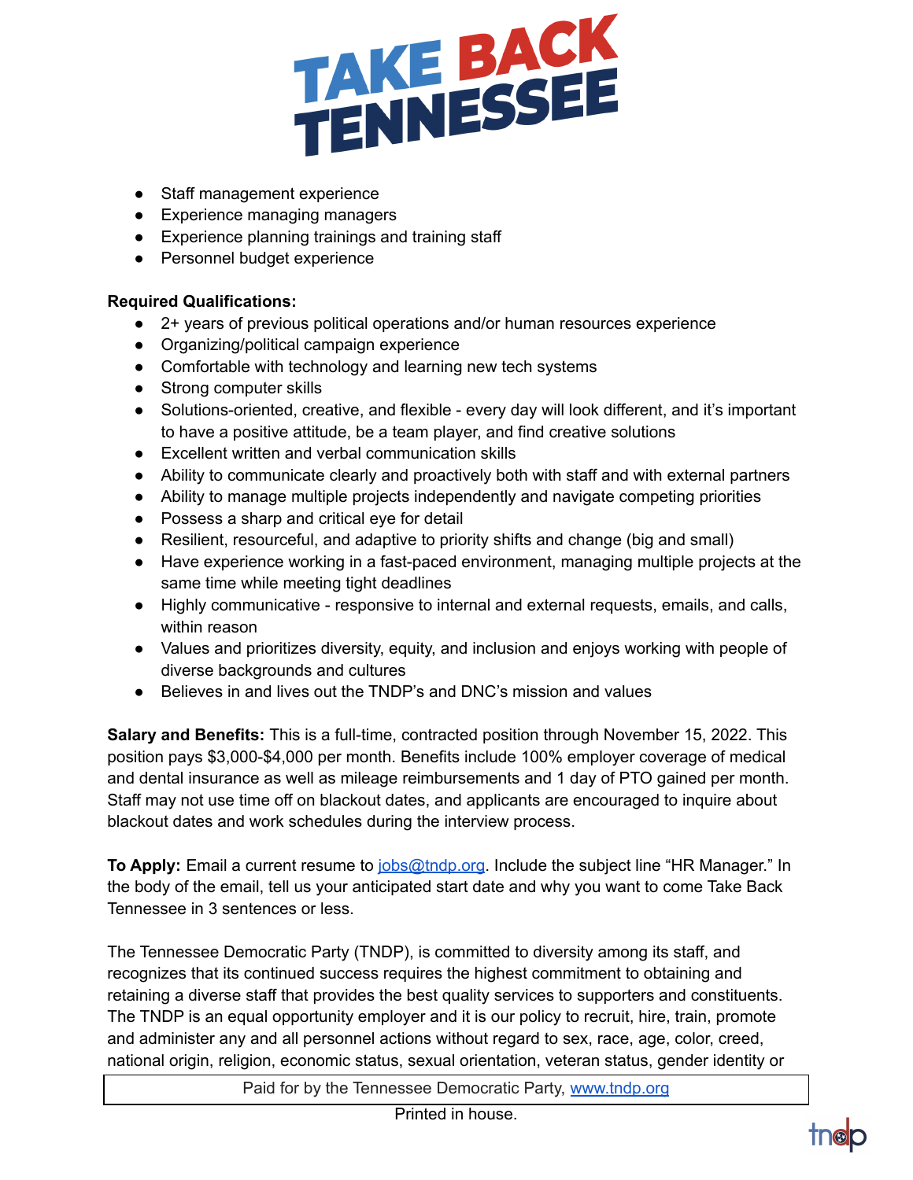- Staff management experience
- Experience managing managers
- Experience planning trainings and training staff
- Personnel budget experience

**Required Qualifications:**

- 2+ years of previous political operations and/or human resources experience
- Organizing/political campaign experience
- Comfortable with technology and learning new tech systems
- Strong computer skills
- Solutions-oriented, creative, and flexible - every day will look different, and it's important to have a positive attitude, be a team player, and find creative solutions
- Excellent written and verbal communication skills
- Ability to communicate clearly and proactively both with staff and with external partners
- Ability to manage multiple projects independently and navigate competing priorities
- Possess a sharp and critical eye for detail
- Resilient, resourceful, and adaptive to priority shifts and change (big and small)
- Have experience working in a fast-paced environment, managing multiple projects at the same time while meeting tight deadlines
- Highly communicative - responsive to internal and external requests, emails, and calls, within reason
- Values and prioritizes diversity, equity, and inclusion and enjoys working with people of diverse backgrounds and cultures
- Believes in and lives out the TNDP's and DNC's mission and values

**Salary and Benefits:** This is a full-time, contracted position through November 15, 2022. This position pays $3,000-$4,000 per month. Benefits include 100% employer coverage of medical and dental insurance as well as mileage reimbursements and 1 day of PTO gained per month. Staff may not use time off on blackout dates, and applicants are encouraged to inquire about blackout dates and work schedules during the interview process.

**To Apply:** Email a current resume to jobs@tndp.org. Include the subject line "HR Manager." In the body of the email, tell us your anticipated start date and why you want to come Take Back Tennessee in 3 sentences or less.

The Tennessee Democratic Party (TNDP), is committed to diversity among its staff, and recognizes that its continued success requires the highest commitment to obtaining and retaining a diverse staff that provides the best quality services to supporters and constituents. The TNDP is an equal opportunity employer and it is our policy to recruit, hire, train, promote and administer any and all personnel actions without regard to sex, race, age, color, creed, national origin, religion, economic status, sexual orientation, veteran status, gender identity or

Paid for by the Tennessee Democratic Party, www.tndp.org

Printed in house.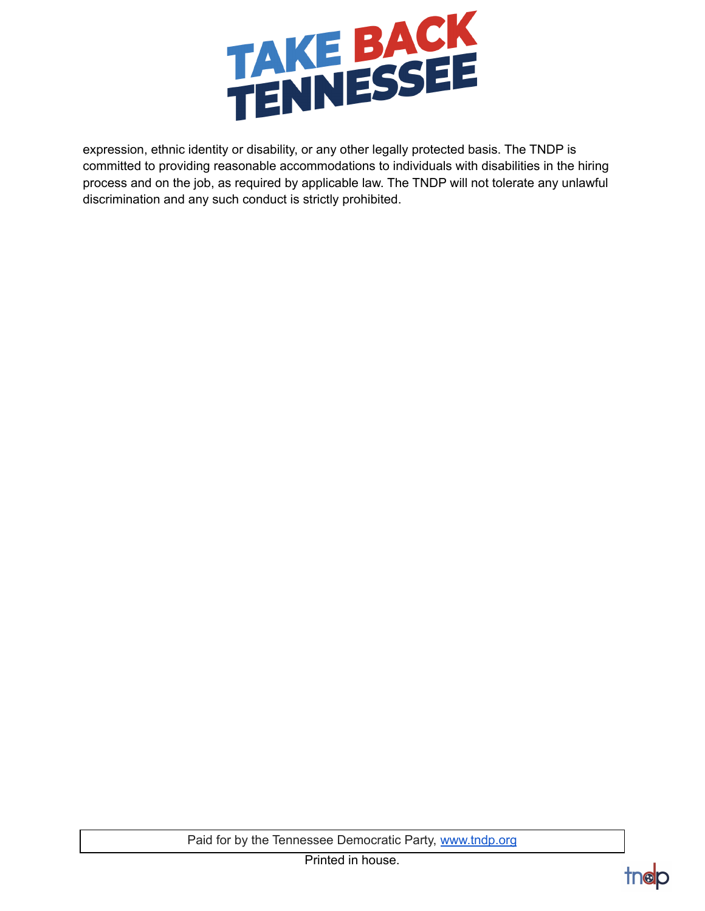expression, ethnic identity or disability, or any other legally protected basis. The TNDP is committed to providing reasonable accommodations to individuals with disabilities in the hiring process and on the job, as required by applicable law. The TNDP will not tolerate any unlawful discrimination and any such conduct is strictly prohibited.

Paid for by the Tennessee Democratic Party, [www.tndp.org](http://www.tndp.org)

Printed in house.